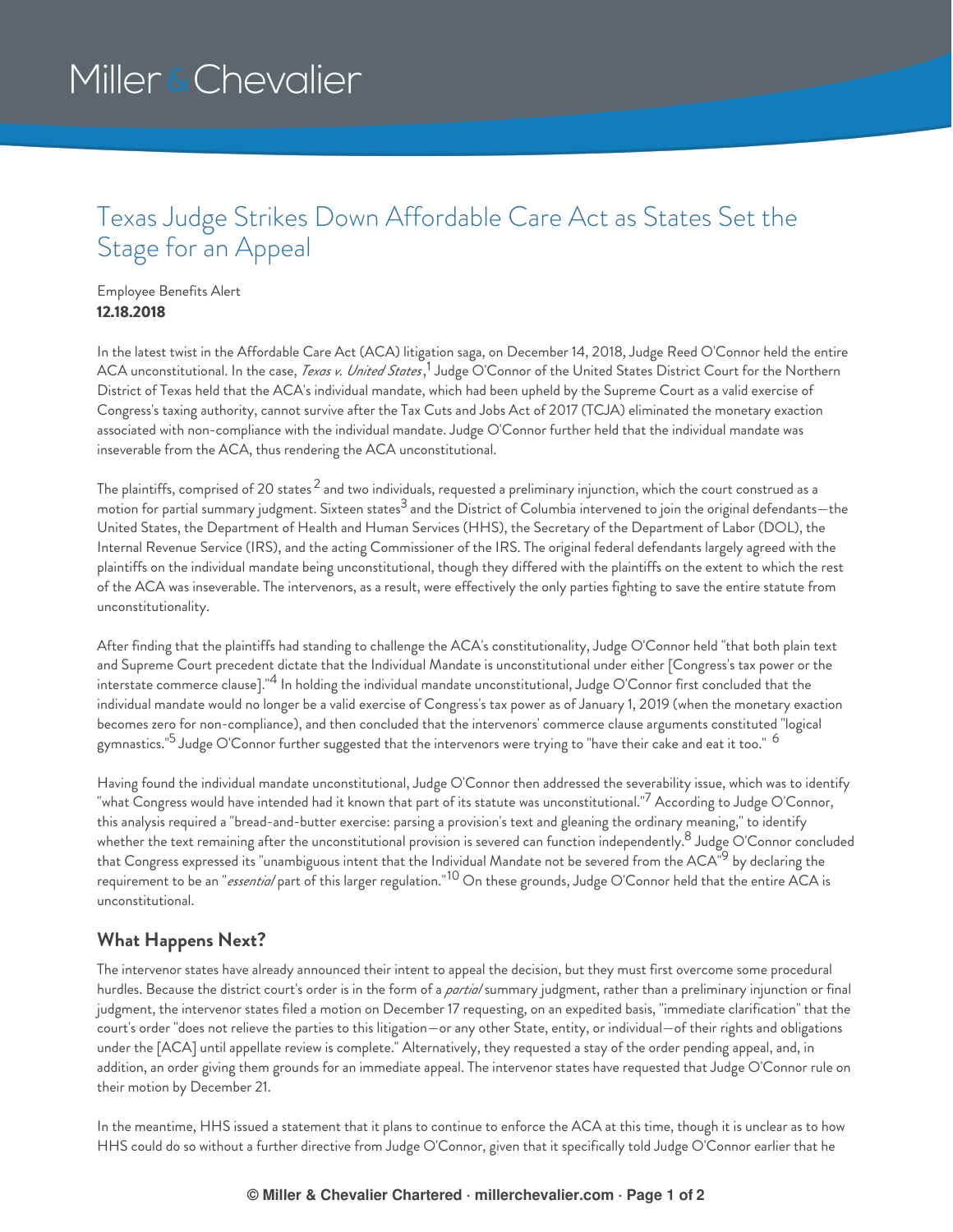# Texas Judge Strikes Down Affordable Care Act as States Set the Stage for an Appeal

Employee Benefits Alert
**12.18.2018**

In the latest twist in the Affordable Care Act (ACA) litigation saga, on December 14, 2018, Judge Reed O'Connor held the entire ACA unconstitutional. In the case, *Texas v. United States*,[1] Judge O'Connor of the United States District Court for the Northern District of Texas held that the ACA's individual mandate, which had been upheld by the Supreme Court as a valid exercise of Congress's taxing authority, cannot survive after the Tax Cuts and Jobs Act of 2017 (TCJA) eliminated the monetary exaction associated with non-compliance with the individual mandate. Judge O'Connor further held that the individual mandate was inseverable from the ACA, thus rendering the ACA unconstitutional.

The plaintiffs, comprised of 20 states [2] and two individuals, requested a preliminary injunction, which the court construed as a motion for partial summary judgment. Sixteen states[3] and the District of Columbia intervened to join the original defendants—the United States, the Department of Health and Human Services (HHS), the Secretary of the Department of Labor (DOL), the Internal Revenue Service (IRS), and the acting Commissioner of the IRS. The original federal defendants largely agreed with the plaintiffs on the individual mandate being unconstitutional, though they differed with the plaintiffs on the extent to which the rest of the ACA was inseverable. The intervenors, as a result, were effectively the only parties fighting to save the entire statute from unconstitutionality.

After finding that the plaintiffs had standing to challenge the ACA's constitutionality, Judge O'Connor held "that both plain text and Supreme Court precedent dictate that the Individual Mandate is unconstitutional under either [Congress's tax power or the interstate commerce clause]."[4] In holding the individual mandate unconstitutional, Judge O'Connor first concluded that the individual mandate would no longer be a valid exercise of Congress's tax power as of January 1, 2019 (when the monetary exaction becomes zero for non-compliance), and then concluded that the intervenors' commerce clause arguments constituted "logical gymnastics."[5] Judge O'Connor further suggested that the intervenors were trying to "have their cake and eat it too." [6]

Having found the individual mandate unconstitutional, Judge O'Connor then addressed the severability issue, which was to identify "what Congress would have intended had it known that part of its statute was unconstitutional."[7] According to Judge O'Connor, this analysis required a "bread-and-butter exercise: parsing a provision's text and gleaning the ordinary meaning," to identify whether the text remaining after the unconstitutional provision is severed can function independently.[8] Judge O'Connor concluded that Congress expressed its "unambiguous intent that the Individual Mandate not be severed from the ACA"[9] by declaring the requirement to be an "*essential* part of this larger regulation."[10] On these grounds, Judge O'Connor held that the entire ACA is unconstitutional.

## What Happens Next?

The intervenor states have already announced their intent to appeal the decision, but they must first overcome some procedural hurdles. Because the district court's order is in the form of a *partial* summary judgment, rather than a preliminary injunction or final judgment, the intervenor states filed a motion on December 17 requesting, on an expedited basis, "immediate clarification" that the court's order "does not relieve the parties to this litigation—or any other State, entity, or individual—of their rights and obligations under the [ACA] until appellate review is complete." Alternatively, they requested a stay of the order pending appeal, and, in addition, an order giving them grounds for an immediate appeal. The intervenor states have requested that Judge O'Connor rule on their motion by December 21.

In the meantime, HHS issued a statement that it plans to continue to enforce the ACA at this time, though it is unclear as to how HHS could do so without a further directive from Judge O'Connor, given that it specifically told Judge O'Connor earlier that he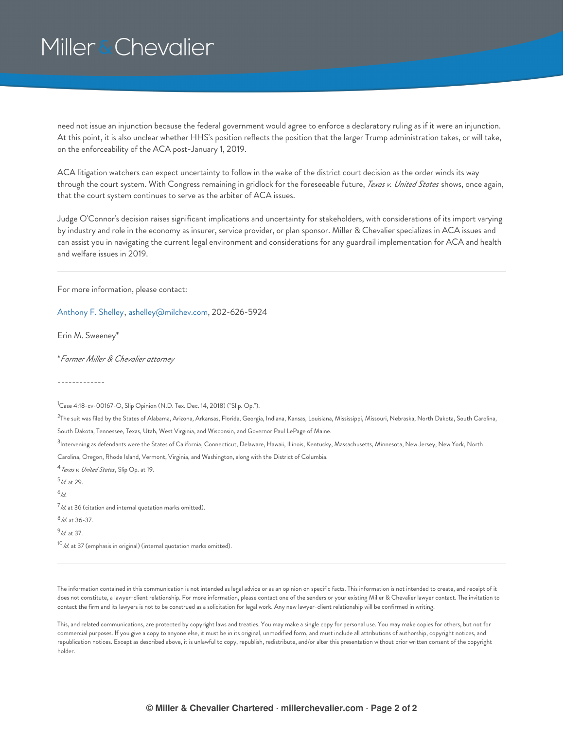need not issue an injunction because the federal government would agree to enforce a declaratory ruling as if it were an injunction. At this point, it is also unclear whether HHS's position reflects the position that the larger Trump administration takes, or will take, on the enforceability of the ACA post-January 1, 2019.

ACA litigation watchers can expect uncertainty to follow in the wake of the district court decision as the order winds its way through the court system. With Congress remaining in gridlock for the foreseeable future, *Texas v. United States* shows, once again, that the court system continues to serve as the arbiter of ACA issues.

Judge O'Connor's decision raises significant implications and uncertainty for stakeholders, with considerations of its import varying by industry and role in the economy as insurer, service provider, or plan sponsor. Miller & Chevalier specializes in ACA issues and can assist you in navigating the current legal environment and considerations for any guardrail implementation for ACA and health and welfare issues in 2019.

---

For more information, please contact:

Anthony F. Shelley, ashelley@milchev.com, 202-626-5924

Erin M. Sweeney*

**Former Miller & Chevalier attorney*

-------------

[1]Case 4:18-cv-00167-O, Slip Opinion (N.D. Tex. Dec. 14, 2018) ("Slip. Op.").

[2]The suit was filed by the States of Alabama, Arizona, Arkansas, Florida, Georgia, Indiana, Kansas, Louisiana, Mississippi, Missouri, Nebraska, North Dakota, South Carolina, South Dakota, Tennessee, Texas, Utah, West Virginia, and Wisconsin, and Governor Paul LePage of Maine.

[3]Intervening as defendants were the States of California, Connecticut, Delaware, Hawaii, Illinois, Kentucky, Massachusetts, Minnesota, New Jersey, New York, North Carolina, Oregon, Rhode Island, Vermont, Virginia, and Washington, along with the District of Columbia.

[4]*Texas v. United States*, Slip Op. at 19.

[5]*Id.* at 29.

[6]*Id.*

[7]*Id.* at 36 (citation and internal quotation marks omitted).

[8]*Id.* at 36-37.

[9]*Id.* at 37.

[10]*Id.* at 37 (emphasis in original) (internal quotation marks omitted).

---

The information contained in this communication is not intended as legal advice or as an opinion on specific facts. This information is not intended to create, and receipt of it does not constitute, a lawyer-client relationship. For more information, please contact one of the senders or your existing Miller & Chevalier lawyer contact. The invitation to contact the firm and its lawyers is not to be construed as a solicitation for legal work. Any new lawyer-client relationship will be confirmed in writing.

This, and related communications, are protected by copyright laws and treaties. You may make a single copy for personal use. You may make copies for others, but not for commercial purposes. If you give a copy to anyone else, it must be in its original, unmodified form, and must include all attributions of authorship, copyright notices, and republication notices. Except as described above, it is unlawful to copy, republish, redistribute, and/or alter this presentation without prior written consent of the copyright holder.